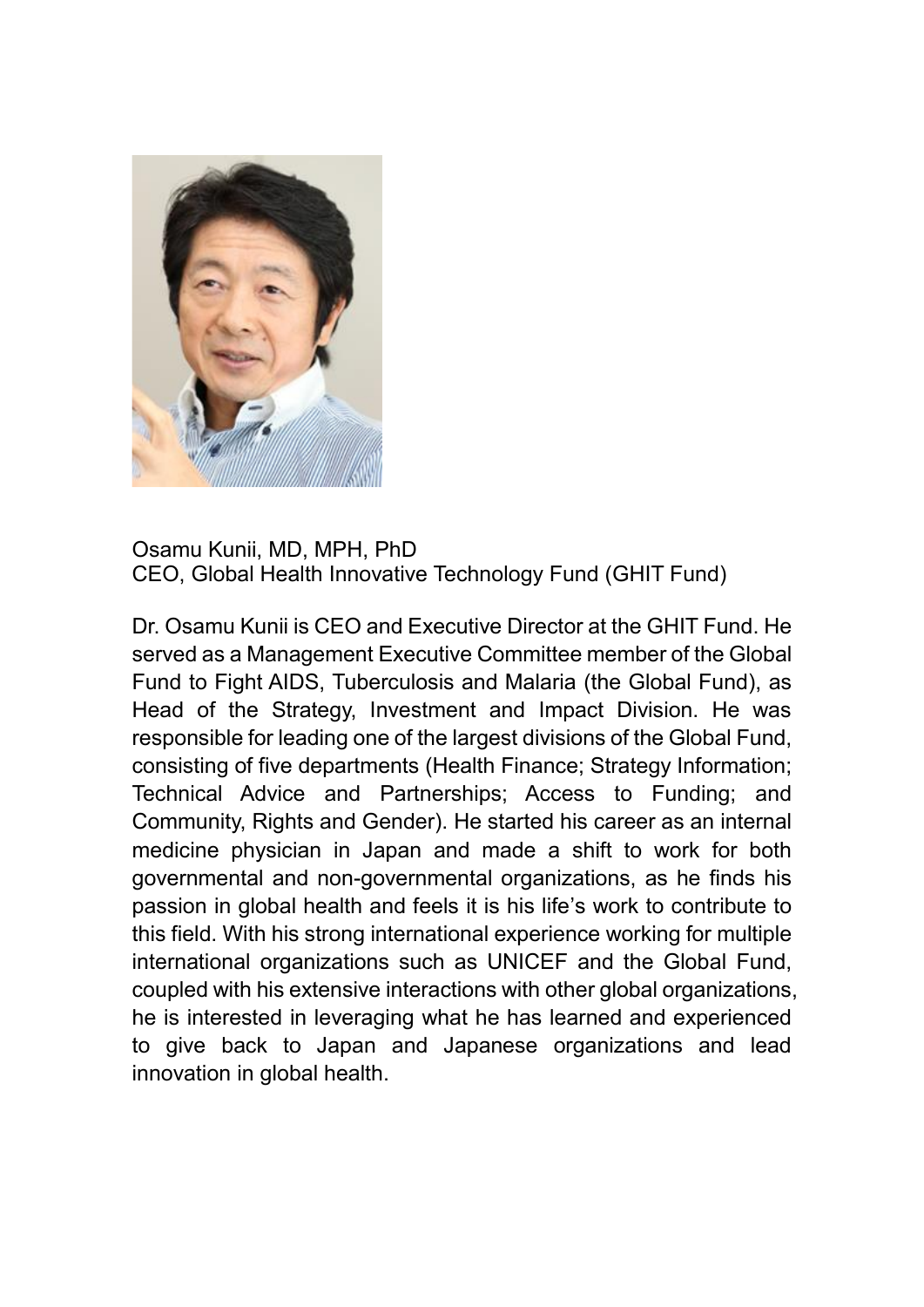Osamu Kunii, MD, MPH, PhD
CEO, Global Health Innovative Technology Fund (GHIT Fund)

Dr. Osamu Kunii is CEO and Executive Director at the GHIT Fund. He served as a Management Executive Committee member of the Global Fund to Fight AIDS, Tuberculosis and Malaria (the Global Fund), as Head of the Strategy, Investment and Impact Division. He was responsible for leading one of the largest divisions of the Global Fund, consisting of five departments (Health Finance; Strategy Information; Technical Advice and Partnerships; Access to Funding; and Community, Rights and Gender). He started his career as an internal medicine physician in Japan and made a shift to work for both governmental and non-governmental organizations, as he finds his passion in global health and feels it is his life's work to contribute to this field. With his strong international experience working for multiple international organizations such as UNICEF and the Global Fund, coupled with his extensive interactions with other global organizations, he is interested in leveraging what he has learned and experienced to give back to Japan and Japanese organizations and lead innovation in global health.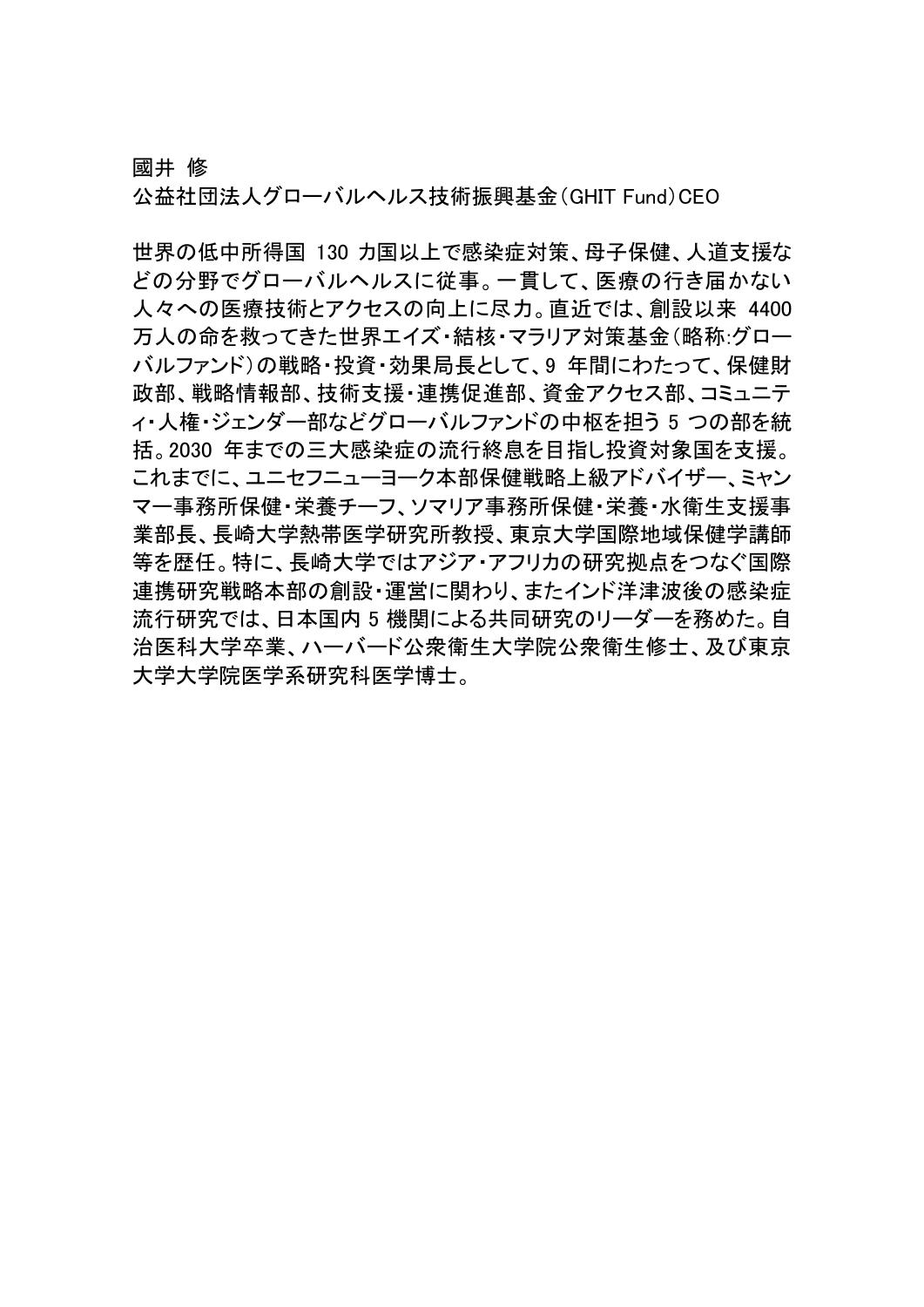國井 修

公益社団法人グローバルヘルス技術振興基金（GHIT Fund）CEO

世界の低中所得国 130 カ国以上で感染症対策、母子保健、人道支援などの分野でグローバルヘルスに従事。一貫して、医療の行き届かない人々への医療技術とアクセスの向上に尽力。直近では、創設以来 4400 万人の命を救ってきた世界エイズ・結核・マラリア対策基金（略称:グローバルファンド）の戦略・投資・効果局長として、9 年間にわたって、保健財政部、戦略情報部、技術支援・連携促進部、資金アクセス部、コミュニティ・人権・ジェンダー部などグローバルファンドの中枢を担う 5 つの部を統括。2030 年までの三大感染症の流行終息を目指し投資対象国を支援。これまでに、ユニセフニューヨーク本部保健戦略上級アドバイザー、ミャンマー事務所保健・栄養チーフ、ソマリア事務所保健・栄養・水衛生支援事業部長、長崎大学熱帯医学研究所教授、東京大学国際地域保健学講師等を歴任。特に、長崎大学ではアジア・アフリカの研究拠点をつなぐ国際連携研究戦略本部の創設・運営に関わり、またインド洋津波後の感染症流行研究では、日本国内 5 機関による共同研究のリーダーを務めた。自治医科大学卒業、ハーバード公衆衛生大学院公衆衛生修士、及び東京大学大学院医学系研究科医学博士。